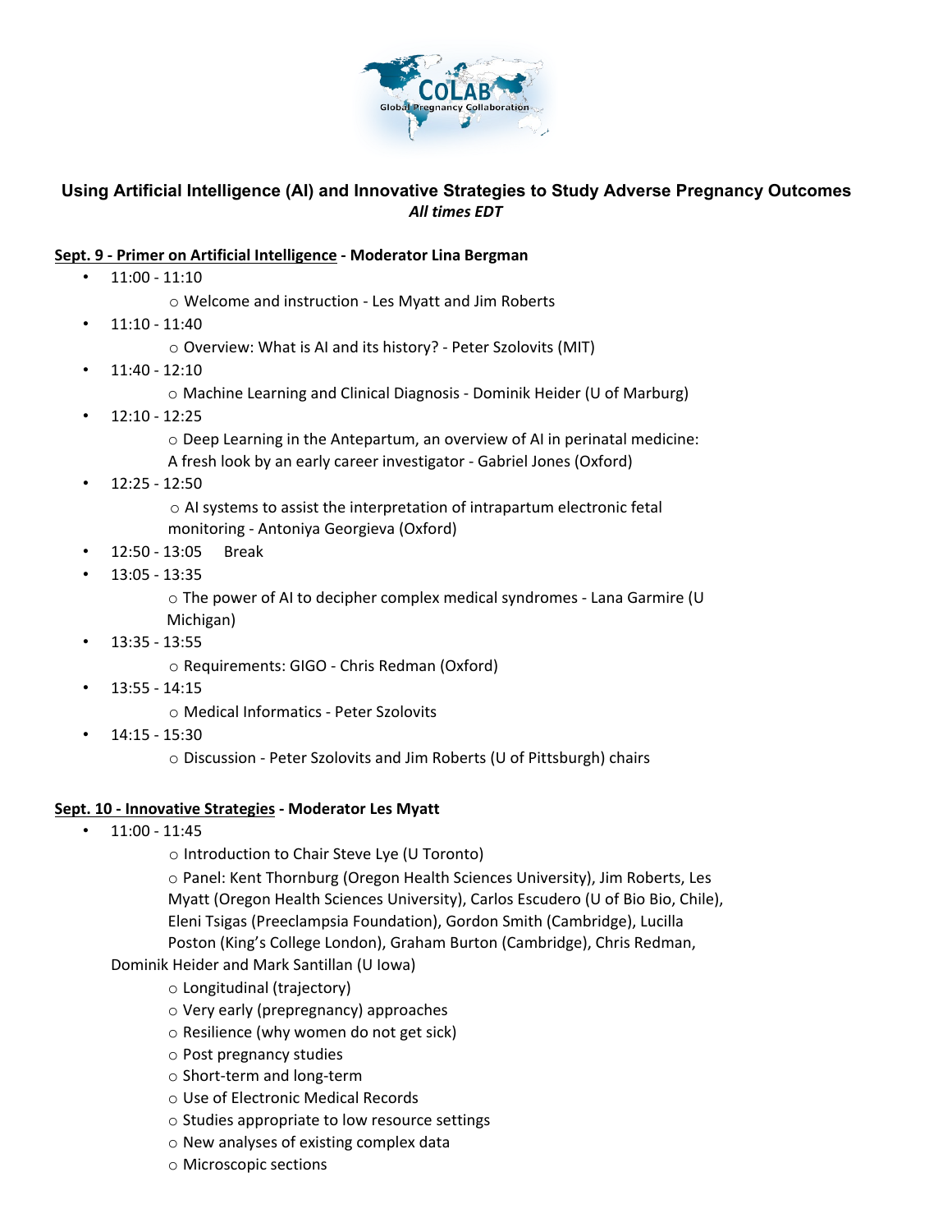CoLAB Global Pregnancy Collaboration

### Using Artificial Intelligence (AI) and Innovative Strategies to Study Adverse Pregnancy Outcomes

*All times EDT*

**Sept. 9 - Primer on Artificial Intelligence - Moderator Lina Bergman**

- 11:00 - 11:10
  - Welcome and instruction - Les Myatt and Jim Roberts
- 11:10 - 11:40
  - Overview: What is AI and its history? - Peter Szolovits (MIT)
- 11:40 - 12:10
  - Machine Learning and Clinical Diagnosis - Dominik Heider (U of Marburg)
- 12:10 - 12:25
  - Deep Learning in the Antepartum, an overview of AI in perinatal medicine: A fresh look by an early career investigator - Gabriel Jones (Oxford)
- 12:25 - 12:50
  - AI systems to assist the interpretation of intrapartum electronic fetal monitoring - Antoniya Georgieva (Oxford)
- 12:50 - 13:05 Break
- 13:05 - 13:35
  - The power of AI to decipher complex medical syndromes - Lana Garmire (U Michigan)
- 13:35 - 13:55
  - Requirements: GIGO - Chris Redman (Oxford)
- 13:55 - 14:15
  - Medical Informatics - Peter Szolovits
- 14:15 - 15:30
  - Discussion - Peter Szolovits and Jim Roberts (U of Pittsburgh) chairs

**Sept. 10 - Innovative Strategies - Moderator Les Myatt**

- 11:00 - 11:45
  - Introduction to Chair Steve Lye (U Toronto)
  - Panel: Kent Thornburg (Oregon Health Sciences University), Jim Roberts, Les Myatt (Oregon Health Sciences University), Carlos Escudero (U of Bio Bio, Chile), Eleni Tsigas (Preeclampsia Foundation), Gordon Smith (Cambridge), Lucilla Poston (King's College London), Graham Burton (Cambridge), Chris Redman, Dominik Heider and Mark Santillan (U Iowa)
  - Longitudinal (trajectory)
  - Very early (prepregnancy) approaches
  - Resilience (why women do not get sick)
  - Post pregnancy studies
  - Short-term and long-term
  - Use of Electronic Medical Records
  - Studies appropriate to low resource settings
  - New analyses of existing complex data
  - Microscopic sections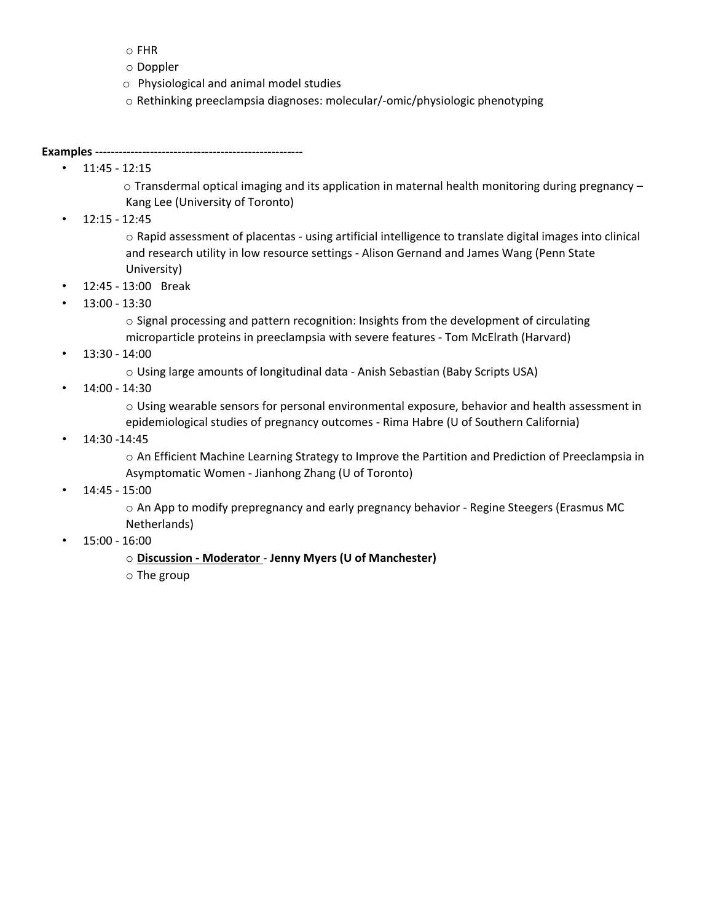- FHR
- Doppler
- Physiological and animal model studies
- Rethinking preeclampsia diagnoses: molecular/-omic/physiologic phenotyping

**Examples -----------------------------------------------------**

- 11:45 - 12:15
  - Transdermal optical imaging and its application in maternal health monitoring during pregnancy – Kang Lee (University of Toronto)
- 12:15 - 12:45
  - Rapid assessment of placentas - using artificial intelligence to translate digital images into clinical and research utility in low resource settings - Alison Gernand and James Wang (Penn State University)
- 12:45 - 13:00 Break
- 13:00 - 13:30
  - Signal processing and pattern recognition: Insights from the development of circulating microparticle proteins in preeclampsia with severe features - Tom McElrath (Harvard)
- 13:30 - 14:00
  - Using large amounts of longitudinal data - Anish Sebastian (Baby Scripts USA)
- 14:00 - 14:30
  - Using wearable sensors for personal environmental exposure, behavior and health assessment in epidemiological studies of pregnancy outcomes - Rima Habre (U of Southern California)
- 14:30 -14:45
  - An Efficient Machine Learning Strategy to Improve the Partition and Prediction of Preeclampsia in Asymptomatic Women - Jianhong Zhang (U of Toronto)
- 14:45 - 15:00
  - An App to modify prepregnancy and early pregnancy behavior - Regine Steegers (Erasmus MC Netherlands)
- 15:00 - 16:00
  - <u>**Discussion - Moderator**</u> - **Jenny Myers (U of Manchester)**
  - The group